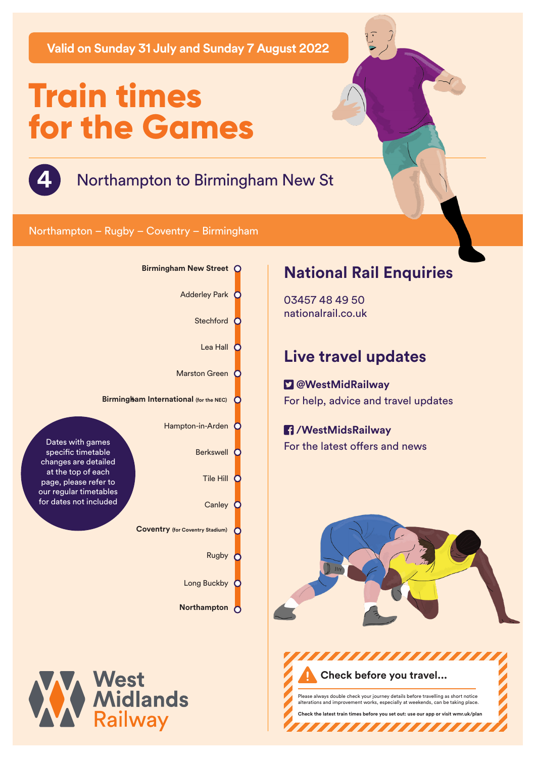**Valid on Sunday 31 July and Sunday 7 August 2022**

# Train times for the Games

## 4 Northampton to Birmingham New St

Northampton – Rugby – Coventry – Birmingham

- **Birmingham New Street**
- Adderley Park
- Stechford
- Lea Hall
- Marston Green
- **Birmingham International** (for the NEC)
- Hampton-in-Arden
- Berkswell
- Tile Hill
- Canley
- **Coventry** (for Coventry Stadium)
- Rugby
- Long Buckby
- **Northampton**

Dates with games specific timetable changes are detailed at the top of each page, please refer to our regular timetables for dates not included

## National Rail Enquiries

03457 48 49 50
nationalrail.co.uk

## Live travel updates

**@WestMidRailway**
For help, advice and travel updates

**/WestMidsRailway**
For the latest offers and news

West Midlands Railway

**Check before you travel...**

Please always double check your journey details before travelling as short notice alterations and improvement works, especially at weekends, can be taking place.

**Check the latest train times before you set out: use our app or visit wmr.uk/plan**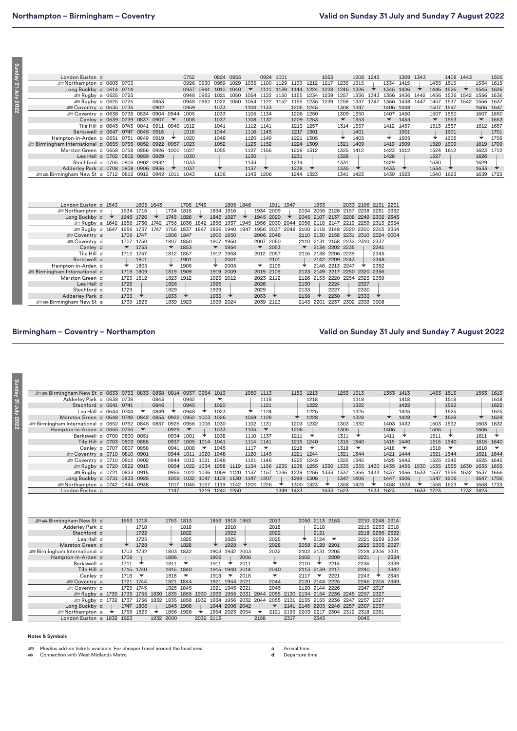# Northampton – Birmingham – Coventry

## Valid on Sunday 31 July and Sunday 7 August 2022

| | | | | | | | | | | | | | | | | | | | | | | | | | | |
|---|---|---|---|---|---|---|---|---|---|---|---|---|---|---|---|---|---|---|---|---|---|---|---|---|---|---|
| London Euston d | | | | | | 0752 | | 0824 | 0855 | | 0924 | 1001 | | | 1053 | | 1208 | 1243 | | 1309 | 1343 | | 1408 | 1443 | | 1505 |
| Northampton d | 0603 | 0703 | | | | 0926 | 0930 | 0959 | 1029 | 1035 | 1100 | 1129 | 1133 | 1212 | 1217 | 1235 | 1315 | | 1334 | 1415 | | 1435 | 1515 | | 1534 | 1615 |
| Long Buckby d | 0614 | 0714 | | | | 0937 | 0941 | 1010 | 1040 | ▼ | 1111 | 1139 | 1144 | 1224 | 1228 | 1246 | 1326 | ▼ | 1345 | 1426 | ▼ | 1446 | 1526 | ▼ | 1545 | 1626 |
| Rugby a | 0625 | 0725 | | | | 0948 | 0952 | 1021 | 1050 | 1054 | 1122 | 1150 | 1155 | 1234 | 1239 | 1257 | 1336 | 1343 | 1356 | 1436 | 1442 | 1456 | 1536 | 1542 | 1556 | 1636 |
| Rugby d | 0625 | 0725 | | 0853 | | 0948 | 0952 | 1022 | 1050 | 1054 | 1122 | 1152 | 1155 | 1235 | 1239 | 1258 | 1337 | 1347 | 1356 | 1438 | 1447 | 1457 | 1537 | 1542 | 1556 | 1637 |
| Coventry a | 0635 | 0735 | | 0902 | | 0959 | | 1033 | | 1104 | 1133 | | 1205 | 1245 | | 1308 | 1347 | | 1406 | 1448 | | 1507 | 1547 | | 1606 | 1647 |
| Coventry d | 0636 | 0736 | 0834 | 0904 | 0944 | 1005 | | 1033 | | 1105 | 1134 | | 1206 | 1250 | | 1309 | 1350 | | 1407 | 1450 | | 1507 | 1550 | | 1607 | 1650 |
| Canley d | 0639 | 0739 | 0837 | 0907 | ▼ | 1008 | | 1037 | | 1108 | 1137 | | 1209 | 1253 | | ▼ | 1353 | | ▼ | 1453 | | ▼ | 1553 | | ▼ | 1653 |
| Tile Hill d | 0643 | 0743 | 0841 | 0911 | 0949 | 1012 | | 1041 | | 1112 | 1141 | | 1213 | 1257 | | 1314 | 1357 | | 1412 | 1457 | | 1513 | 1557 | | 1612 | 1657 |
| Berkswell d | 0647 | 0747 | 0845 | 0915 | \| | 1016 | | 1044 | | 1116 | 1145 | | 1217 | 1301 | | \| | 1401 | | \| | 1501 | | \| | 1601 | | \| | 1701 |
| Hampton-in-Arden d | 0651 | 0751 | 0849 | 0919 | ▼ | 1020 | | 1048 | | 1120 | 1149 | | 1221 | 1305 | | ▼ | 1405 | | ▼ | 1505 | | ▼ | 1605 | | ▼ | 1705 |
| Birmingham International d | 0655 | 0755 | 0852 | 0922 | 0957 | 1023 | | 1052 | | 1123 | 1152 | | 1224 | 1309 | | 1321 | 1409 | | 1419 | 1509 | | 1520 | 1609 | | 1619 | 1709 |
| Marston Green d | 0658 | 0758 | 0856 | 0926 | 1000 | 1027 | | 1055 | | 1127 | 1156 | | 1228 | 1312 | | 1325 | 1412 | | 1423 | 1512 | | 1524 | 1612 | | 1623 | 1712 |
| Lea Hall d | 0702 | 0802 | 0859 | 0929 | \| | 1030 | | \| | | 1130 | \| | | 1231 | \| | | 1328 | \| | | 1426 | \| | | 1527 | \| | | 1626 | \| |
| Stechford d | 0705 | 0805 | 0902 | 0932 | \| | 1033 | | \| | | 1133 | \| | | 1234 | \| | | 1331 | \| | | 1429 | \| | | 1530 | \| | | 1629 | \| |
| Adderley Park d | 0708 | 0808 | 0906 | 0936 | ▼ | 1037 | | ▼ | | 1137 | ▼ | | 1238 | ▼ | | 1335 | ▼ | | 1433 | ▼ | | 1534 | ▼ | | 1633 | ▼ |
| Birmingham New St a | 0712 | 0812 | 0912 | 0942 | 1011 | 1043 | | 1106 | | 1143 | 1206 | | 1244 | 1323 | | 1341 | 1423 | | 1439 | 1523 | | 1540 | 1623 | | 1639 | 1723 |

| | | | | | | | | | | | | | | | | | | | | |
|---|---|---|---|---|---|---|---|---|---|---|---|---|---|---|---|---|---|---|---|---|
| London Euston d | 1543 | | 1605 | 1643 | | 1705 | 1743 | | 1805 | 1846 | | 1911 | 1947 | | 1933 | | 2033 | 2106 | 2131 | 2201 |
| Northampton d | | 1634 | 1715 | | 1734 | 1815 | | 1834 | 1916 | | 1934 | 2009 | | 2034 | 2056 | 2126 | 2157 | 2238 | 2251 | 2332 |
| Long Buckby d | | 1645 | 1726 | ▼ | 1745 | 1826 | ▼ | 1845 | 1927 | ▼ | 1945 | 2020 | ▼ | 2045 | 2107 | 2137 | 2208 | 2249 | 2302 | 2343 |
| Rugby a | 1642 | 1656 | 1736 | 1742 | 1756 | 1836 | 1842 | 1856 | 1937 | 1945 | 1956 | 2030 | 2044 | 2056 | 2118 | 2147 | 2219 | 2259 | 2313 | 2354 |
| Rugby d | 1647 | 1656 | 1737 | 1747 | 1756 | 1837 | 1847 | 1856 | 1940 | 1947 | 1956 | 2037 | 2048 | 2100 | 2118 | 2148 | 2220 | 2300 | 2313 | 2354 |
| Coventry a | | 1706 | 1747 | | 1806 | 1847 | | 1906 | 1950 | | 2006 | 2048 | | 2110 | 2130 | 2158 | 2231 | 2310 | 2324 | 0004 |
| Coventry d | | 1707 | 1750 | | 1807 | 1850 | | 1907 | 1950 | | 2007 | 2050 | | 2110 | 2131 | 2158 | 2232 | 2310 | 2337 | |
| Canley d | | ▼ | 1753 | | ▼ | 1853 | | ▼ | 1954 | | ▼ | 2053 | | ▼ | 2134 | 2202 | 2235 | \| | 2341 | |
| Tile Hill d | | 1712 | 1757 | | 1812 | 1857 | | 1912 | 1958 | | 2012 | 2057 | | 2116 | 2138 | 2206 | 2239 | \| | 2345 | |
| Berkswell d | | \| | 1801 | | \| | 1901 | | \| | 2001 | | \| | 2101 | | \| | 2142 | 2209 | 2243 | \| | 2348 | |
| Hampton-in-Arden d | | ▼ | 1805 | | ▼ | 1905 | | ▼ | 2005 | | ▼ | 2105 | | ▼ | 2146 | 2213 | 2247 | ▼ | 2352 | |
| Birmingham International d | | 1719 | 1809 | | 1819 | 1909 | | 1919 | 2009 | | 2019 | 2109 | | 2123 | 2149 | 2217 | 2250 | 2320 | 2356 | |
| Marston Green d | | 1723 | 1812 | | 1823 | 1912 | | 1923 | 2012 | | 2023 | 2112 | | 2126 | 2153 | 2220 | 2254 | 2323 | 2359 | |
| Lea Hall d | | 1726 | \| | | 1826 | \| | | 1926 | \| | | 2026 | \| | | 2130 | \| | 2224 | \| | 2327 | \| | |
| Stechford d | | 1729 | \| | | 1829 | \| | | 1929 | \| | | 2029 | \| | | 2133 | \| | 2227 | \| | 2330 | \| | |
| Adderley Park d | | 1733 | ▼ | | 1833 | ▼ | | 1933 | ▼ | | 2033 | ▼ | | 2136 | ▼ | 2230 | ▼ | 2333 | ▼ | |
| Birmingham New St a | | 1739 | 1823 | | 1839 | 1923 | | 1939 | 2024 | | 2039 | 2123 | | 2143 | 2201 | 2237 | 2302 | 2339 | 0008 | |

# Birmingham – Coventry – Northampton

## Valid on Sunday 31 July and Sunday 7 August 2022

| | | | | | | | | | | | | | | | | | | | | | | | | | | |
|---|---|---|---|---|---|---|---|---|---|---|---|---|---|---|---|---|---|---|---|---|---|---|---|---|---|---|
| Birmingham New St d | 0633 | 0733 | 0833 | 0838 | 0914 | 0937 | 0954 | 1013 | | 1050 | 1113 | | 1153 | 1213 | | 1253 | 1313 | | 1353 | 1413 | | 1453 | 1513 | | 1553 | 1613 |
| Adderley Park d | 0638 | 0738 | \| | 0843 | \| | 0942 | \| | ▼ | | \| | 1118 | | \| | 1218 | | \| | 1318 | | \| | 1418 | | \| | 1518 | | \| | 1618 |
| Stechford d | 0641 | 0741 | \| | 0846 | \| | 0945 | \| | 1020 | | \| | 1121 | | \| | 1222 | | \| | 1322 | | \| | 1422 | | \| | 1522 | | \| | 1622 |
| Lea Hall d | 0644 | 0744 | ▼ | 0849 | ▼ | 0948 | ▼ | 1023 | | \| | 1124 | | \| | 1225 | | \| | 1325 | | \| | 1425 | | \| | 1525 | | \| | 1625 |
| Marston Green d | 0648 | 0748 | 0842 | 0853 | 0922 | 0952 | 1003 | 1026 | | 1059 | 1128 | | ▼ | 1228 | | ▼ | 1328 | | ▼ | 1428 | | ▼ | 1528 | | ▼ | 1628 |
| Birmingham International d | 0652 | 0752 | 0845 | 0857 | 0926 | 0956 | 1006 | 1030 | | 1102 | 1131 | | 1203 | 1232 | | 1303 | 1332 | | 1403 | 1432 | | 1503 | 1532 | | 1603 | 1632 |
| Hampton-in-Arden d | 0655 | 0755 | \| | | 0929 | ▼ | \| | 1033 | | 1105 | ▼ | | 1206 | \| | | 1306 | \| | | 1406 | \| | | 1506 | \| | | 1606 | \| |
| Berkswell d | 0700 | 0800 | 0851 | | 0934 | 1001 | \| | 1038 | | 1110 | 1137 | | 1211 | ▼ | | 1311 | ▼ | | 1411 | ▼ | | 1511 | ▼ | | 1611 | ▼ |
| Tile Hill d | 0703 | 0803 | 0855 | | 0937 | 1005 | 1014 | 1041 | | 1114 | 1141 | | 1215 | 1240 | | 1315 | 1340 | | 1415 | 1440 | | 1515 | 1540 | | 1615 | 1640 |
| Canley d | 0707 | 0807 | 0858 | | 0941 | 1008 | ▼ | 1045 | | 1117 | ▼ | | 1218 | ▼ | | 1318 | ▼ | | 1418 | ▼ | | 1518 | ▼ | | 1618 | ▼ |
| Coventry a | 0710 | 0810 | 0901 | | 0944 | 1011 | 1020 | 1048 | | 1120 | 1145 | | 1221 | 1244 | | 1321 | 1344 | | 1421 | 1444 | | 1521 | 1544 | | 1621 | 1644 |
| Coventry d | 0710 | 0812 | 0902 | | 0944 | 1012 | 1021 | 1048 | | 1121 | 1146 | | 1225 | 1245 | | 1325 | 1345 | | 1425 | 1445 | | 1525 | 1545 | | 1625 | 1645 |
| Rugby a | 0720 | 0822 | 0915 | | 0954 | 1022 | 1034 | 1058 | 1119 | 1134 | 1156 | 1235 | 1238 | 1255 | 1330 | 1335 | 1355 | 1430 | 1435 | 1455 | 1530 | 1535 | 1555 | 1630 | 1635 | 1655 |
| Rugby d | 0721 | 0823 | 0915 | | 0955 | 1022 | 1036 | 1059 | 1120 | 1137 | 1157 | 1236 | 1239 | 1256 | 1333 | 1337 | 1356 | 1433 | 1437 | 1456 | 1533 | 1537 | 1556 | 1632 | 1637 | 1656 |
| Long Buckby d | 0731 | 0833 | 0925 | | 1005 | 1032 | 1047 | 1109 | 1130 | 1147 | 1207 | | 1249 | 1306 | | 1347 | 1406 | | 1447 | 1506 | | 1547 | 1606 | | 1647 | 1706 |
| Northampton a | 0742 | 0844 | 0938 | | 1017 | 1045 | 1057 | 1119 | 1142 | 1200 | 1226 | ▼ | 1300 | 1323 | ▼ | 1358 | 1423 | ▼ | 1458 | 1523 | ▼ | 1558 | 1623 | ▼ | 1658 | 1723 |
| London Euston a | | | | | 1147 | | 1219 | 1240 | 1250 | | | 1349 | 1423 | | 1433 | 1523 | | 1533 | 1623 | | 1633 | 1723 | | 1732 | 1823 | |

| | | | | | | | | | | | | | | | | | | | | |
|---|---|---|---|---|---|---|---|---|---|---|---|---|---|---|---|---|---|---|---|---|
| Birmingham New St d | | 1653 | 1713 | | 1753 | 1813 | | 1853 | 1913 | 1953 | | 2013 | | 2050 | 2113 | 2153 | | 2210 | 2248 | 2314 |
| Adderley Park d | | \| | 1718 | | \| | 1818 | | \| | 1918 | \| | | 2018 | | \| | 2118 | \| | | 2215 | 2253 | 2318 |
| Stechford d | | \| | 1722 | | \| | 1822 | | \| | 1922 | \| | | 2022 | | \| | 2121 | \| | | 2218 | 2256 | 2322 |
| Lea Hall d | | \| | 1725 | | \| | 1825 | | \| | 1925 | \| | | 2025 | | ▼ | 2124 | ▼ | | 2221 | 2259 | 2324 |
| Marston Green d | | ▼ | 1728 | | ▼ | 1828 | | ▼ | 1928 | ▼ | | 2028 | | 2058 | 2128 | 2201 | | 2225 | 2303 | 2327 |
| Birmingham International d | | 1703 | 1732 | | 1803 | 1832 | | 1903 | 1932 | 2003 | | 2032 | | 2102 | 2131 | 2205 | | 2228 | 2306 | 2331 |
| Hampton-in-Arden d | | 1706 | \| | | 1806 | \| | | 1906 | \| | 2006 | | \| | | 2105 | \| | 2209 | | 2231 | \| | 2334 |
| Berkswell d | | 1711 | ▼ | | 1811 | ▼ | | 1911 | ▼ | 2011 | | ▼ | | 2110 | ▼ | 2214 | | 2236 | \| | 2339 |
| Tile Hill d | | 1715 | 1740 | | 1815 | 1840 | | 1915 | 1940 | 2014 | | 2040 | | 2113 | 2139 | 2217 | | 2240 | \| | 2342 |
| Canley d | | 1718 | ▼ | | 1818 | ▼ | | 1918 | ▼ | 2018 | | ▼ | | 2117 | ▼ | 2221 | | 2243 | ▼ | 2345 |
| Coventry a | | 1721 | 1744 | | 1821 | 1844 | | 1921 | 1944 | 2021 | | 2044 | | 2120 | 2144 | 2225 | | 2246 | 2316 | 2349 |
| Coventry d | | 1725 | 1745 | | 1825 | 1845 | | 1921 | 1945 | 2021 | | 2045 | | 2120 | 2144 | 2226 | | 2247 | 2317 | |
| Rugby a | 1730 | 1735 | 1755 | 1830 | 1835 | 1855 | 1930 | 1933 | 1955 | 2031 | 2044 | 2055 | 2130 | 2134 | 2154 | 2236 | 2245 | 2257 | 2327 | |
| Rugby d | 1732 | 1737 | 1756 | 1832 | 1835 | 1858 | 1932 | 1934 | 1956 | 2032 | 2044 | 2055 | 2131 | 2135 | 2155 | 2236 | 2247 | 2257 | 2327 | |
| Long Buckby d | | 1747 | 1806 | | 1845 | 1908 | | 1944 | 2006 | 2042 | | ▼ | 2141 | 2145 | 2205 | 2246 | 2257 | 2307 | 2337 | |
| Northampton a | ▼ | 1758 | 1823 | ▼ | 1856 | 1926 | ▼ | 1954 | 2023 | 2054 | ▼ | 2121 | 2153 | 2203 | 2217 | 2304 | 2312 | 2318 | 2351 | |
| London Euston a | 1832 | 1923 | | 1932 | 2000 | | 2032 | 2113 | | | 2158 | | 2317 | | 2343 | | | 0045 | | |

### Notes & Symbols

PlusBus add-on tickets available. For cheaper travel around the local area

Connection with West Midlands Metro

**a** Arrival time

**d** Departure time